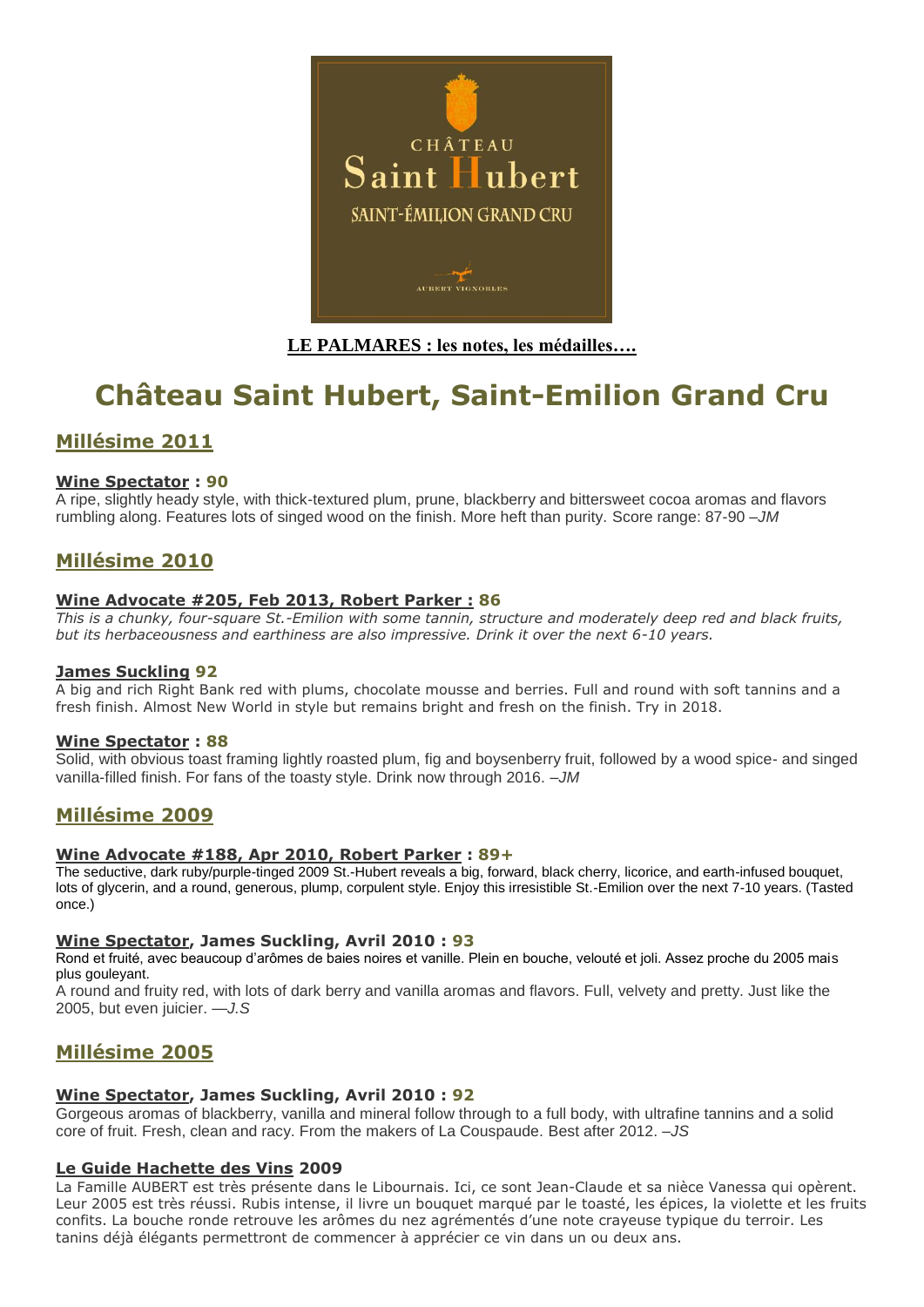**LE PALMARES : les notes, les médailles….**

# Château Saint Hubert, Saint-Emilion Grand Cru

## Millésime 2011

**Wine Spectator : 90**
A ripe, slightly heady style, with thick-textured plum, prune, blackberry and bittersweet cocoa aromas and flavors rumbling along. Features lots of singed wood on the finish. More heft than purity. Score range: 87-90 –*JM*

## Millésime 2010

**Wine Advocate #205, Feb 2013, Robert Parker : 86**
*This is a chunky, four-square St.-Emilion with some tannin, structure and moderately deep red and black fruits, but its herbaceousness and earthiness are also impressive. Drink it over the next 6-10 years.*

**James Suckling 92**
A big and rich Right Bank red with plums, chocolate mousse and berries. Full and round with soft tannins and a fresh finish. Almost New World in style but remains bright and fresh on the finish. Try in 2018.

**Wine Spectator : 88**
Solid, with obvious toast framing lightly roasted plum, fig and boysenberry fruit, followed by a wood spice- and singed vanilla-filled finish. For fans of the toasty style. Drink now through 2016. –*JM*

## Millésime 2009

**Wine Advocate #188, Apr 2010, Robert Parker : 89+**
The seductive, dark ruby/purple-tinged 2009 St.-Hubert reveals a big, forward, black cherry, licorice, and earth-infused bouquet, lots of glycerin, and a round, generous, plump, corpulent style. Enjoy this irresistible St.-Emilion over the next 7-10 years. (Tasted once.)

**Wine Spectator, James Suckling, Avril 2010 : 93**
Rond et fruité, avec beaucoup d'arômes de baies noires et vanille. Plein en bouche, velouté et joli. Assez proche du 2005 mais plus gouleyant.
A round and fruity red, with lots of dark berry and vanilla aromas and flavors. Full, velvety and pretty. Just like the 2005, but even juicier. —*J.S*

## Millésime 2005

**Wine Spectator, James Suckling, Avril 2010 : 92**
Gorgeous aromas of blackberry, vanilla and mineral follow through to a full body, with ultrafine tannins and a solid core of fruit. Fresh, clean and racy. From the makers of La Couspaude. Best after 2012. –*JS*

**Le Guide Hachette des Vins 2009**
La Famille AUBERT est très présente dans le Libournais. Ici, ce sont Jean-Claude et sa nièce Vanessa qui opèrent. Leur 2005 est très réussi. Rubis intense, il livre un bouquet marqué par le toasté, les épices, la violette et les fruits confits. La bouche ronde retrouve les arômes du nez agrémentés d'une note crayeuse typique du terroir. Les tanins déjà élégants permettront de commencer à apprécier ce vin dans un ou deux ans.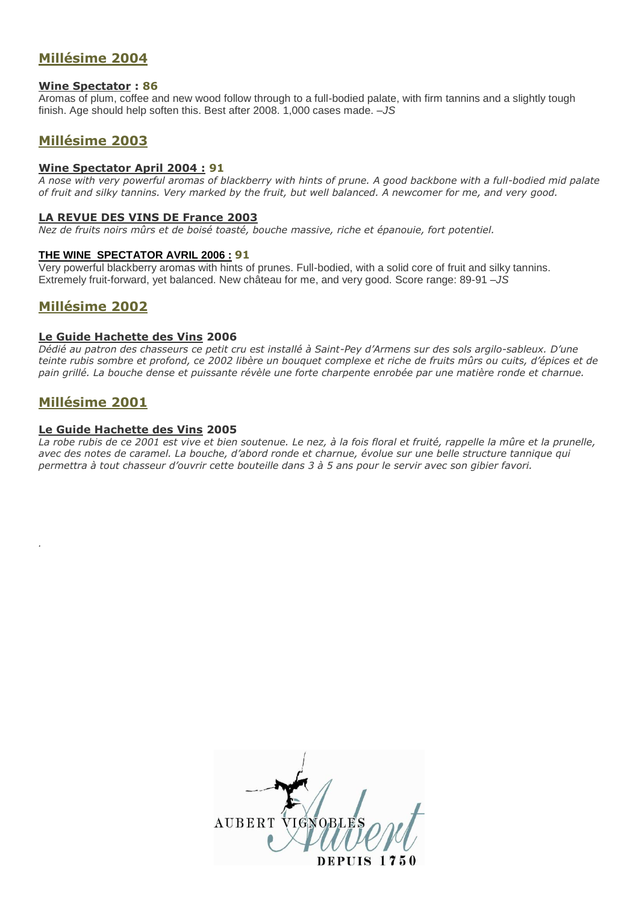## Millésime 2004

**Wine Spectator : 86**

Aromas of plum, coffee and new wood follow through to a full-bodied palate, with firm tannins and a slightly tough finish. Age should help soften this. Best after 2008. 1,000 cases made. *–JS*

## Millésime 2003

**Wine Spectator April 2004 : 91**

*A nose with very powerful aromas of blackberry with hints of prune. A good backbone with a full-bodied mid palate of fruit and silky tannins. Very marked by the fruit, but well balanced. A newcomer for me, and very good.*

**LA REVUE DES VINS DE France 2003**

*Nez de fruits noirs mûrs et de boisé toasté, bouche massive, riche et épanouie, fort potentiel.*

**THE WINE SPECTATOR AVRIL 2006 : 91**

Very powerful blackberry aromas with hints of prunes. Full-bodied, with a solid core of fruit and silky tannins. Extremely fruit-forward, yet balanced. New château for me, and very good. Score range: 89-91 *–JS*

## Millésime 2002

**Le Guide Hachette des Vins 2006**

*Dédié au patron des chasseurs ce petit cru est installé à Saint-Pey d'Armens sur des sols argilo-sableux. D'une teinte rubis sombre et profond, ce 2002 libère un bouquet complexe et riche de fruits mûrs ou cuits, d'épices et de pain grillé. La bouche dense et puissante révèle une forte charpente enrobée par une matière ronde et charnue.*

## Millésime 2001

**Le Guide Hachette des Vins 2005**

*La robe rubis de ce 2001 est vive et bien soutenue. Le nez, à la fois floral et fruité, rappelle la mûre et la prunelle, avec des notes de caramel. La bouche, d'abord ronde et charnue, évolue sur une belle structure tannique qui permettra à tout chasseur d'ouvrir cette bouteille dans 3 à 5 ans pour le servir avec son gibier favori.*

AUBERT VIGNOBLES Aubert DEPUIS 1750